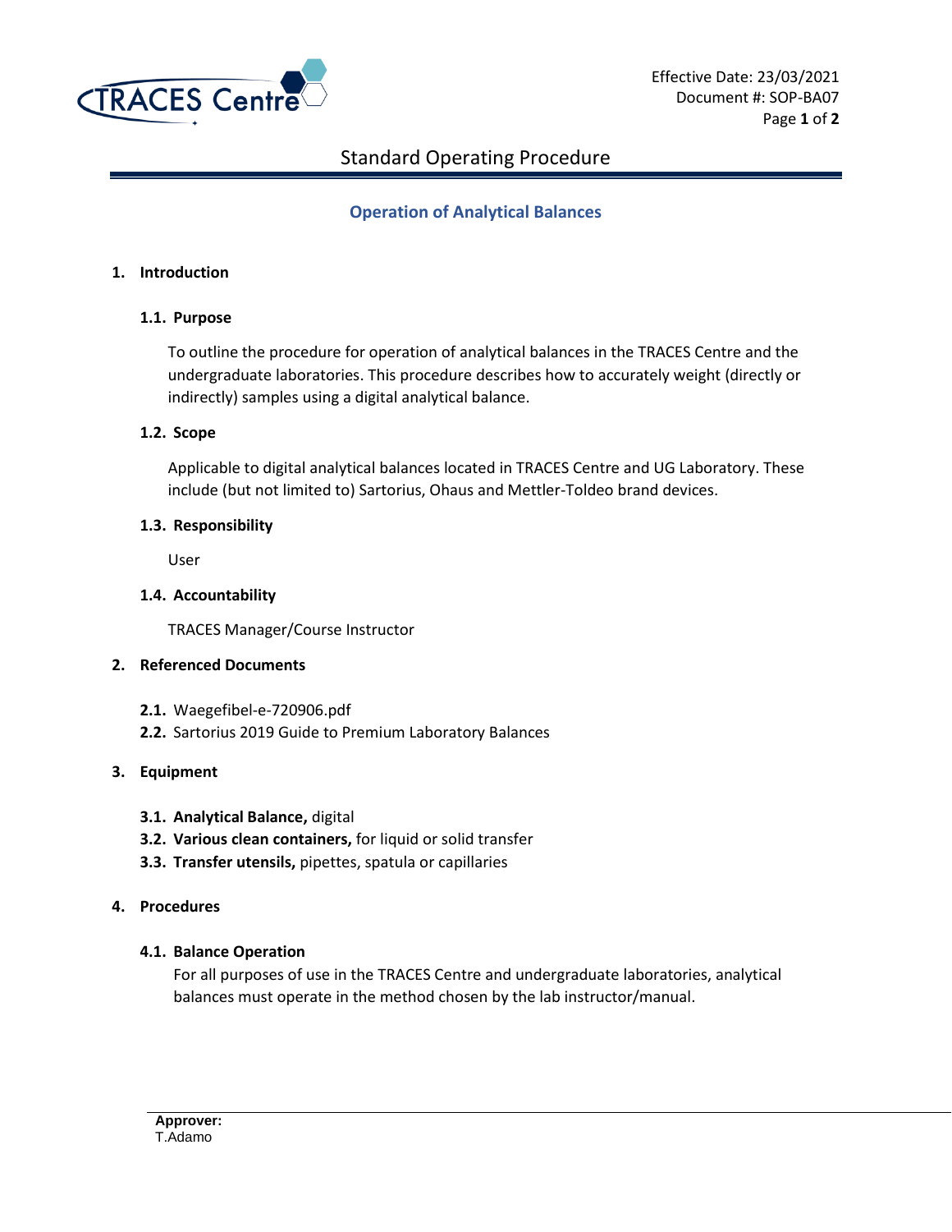Effective Date: 23/03/2021
Document #: SOP-BA07

# Standard Operating Procedure

## Operation of Analytical Balances

### 1. Introduction

#### 1.1. Purpose

To outline the procedure for operation of analytical balances in the TRACES Centre and the undergraduate laboratories. This procedure describes how to accurately weight (directly or indirectly) samples using a digital analytical balance.

#### 1.2. Scope

Applicable to digital analytical balances located in TRACES Centre and UG Laboratory. These include (but not limited to) Sartorius, Ohaus and Mettler-Toldeo brand devices.

#### 1.3. Responsibility

User

#### 1.4. Accountability

TRACES Manager/Course Instructor

### 2. Referenced Documents

**2.1.** Waegefibel-e-720906.pdf
**2.2.** Sartorius 2019 Guide to Premium Laboratory Balances

### 3. Equipment

**3.1. Analytical Balance,** digital
**3.2. Various clean containers,** for liquid or solid transfer
**3.3. Transfer utensils,** pipettes, spatula or capillaries

### 4. Procedures

#### 4.1. Balance Operation

For all purposes of use in the TRACES Centre and undergraduate laboratories, analytical balances must operate in the method chosen by the lab instructor/manual.

**Approver:**
T.Adamo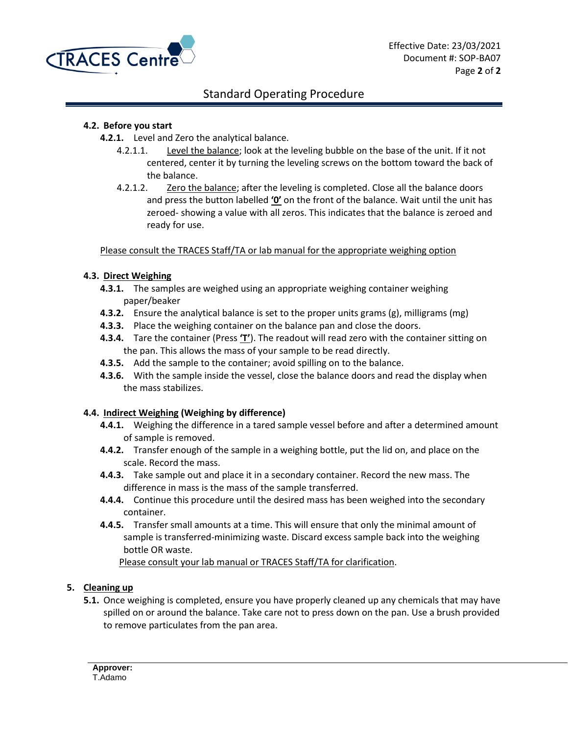## Standard Operating Procedure

### 4.2. Before you start

**4.2.1.** Level and Zero the analytical balance.

4.2.1.1. Level the balance; look at the leveling bubble on the base of the unit. If it not centered, center it by turning the leveling screws on the bottom toward the back of the balance.

4.2.1.2. Zero the balance; after the leveling is completed. Close all the balance doors and press the button labelled **'0'** on the front of the balance. Wait until the unit has zeroed- showing a value with all zeros. This indicates that the balance is zeroed and ready for use.

Please consult the TRACES Staff/TA or lab manual for the appropriate weighing option

### 4.3. Direct Weighing

**4.3.1.** The samples are weighed using an appropriate weighing container weighing paper/beaker

**4.3.2.** Ensure the analytical balance is set to the proper units grams (g), milligrams (mg)

**4.3.3.** Place the weighing container on the balance pan and close the doors.

**4.3.4.** Tare the container (Press **'T'**). The readout will read zero with the container sitting on the pan. This allows the mass of your sample to be read directly.

**4.3.5.** Add the sample to the container; avoid spilling on to the balance.

**4.3.6.** With the sample inside the vessel, close the balance doors and read the display when the mass stabilizes.

### 4.4. Indirect Weighing (Weighing by difference)

**4.4.1.** Weighing the difference in a tared sample vessel before and after a determined amount of sample is removed.

**4.4.2.** Transfer enough of the sample in a weighing bottle, put the lid on, and place on the scale. Record the mass.

**4.4.3.** Take sample out and place it in a secondary container. Record the new mass. The difference in mass is the mass of the sample transferred.

**4.4.4.** Continue this procedure until the desired mass has been weighed into the secondary container.

**4.4.5.** Transfer small amounts at a time. This will ensure that only the minimal amount of sample is transferred-minimizing waste. Discard excess sample back into the weighing bottle OR waste.

Please consult your lab manual or TRACES Staff/TA for clarification.

## 5. Cleaning up

**5.1.** Once weighing is completed, ensure you have properly cleaned up any chemicals that may have spilled on or around the balance. Take care not to press down on the pan. Use a brush provided to remove particulates from the pan area.

**Approver:**
T.Adamo